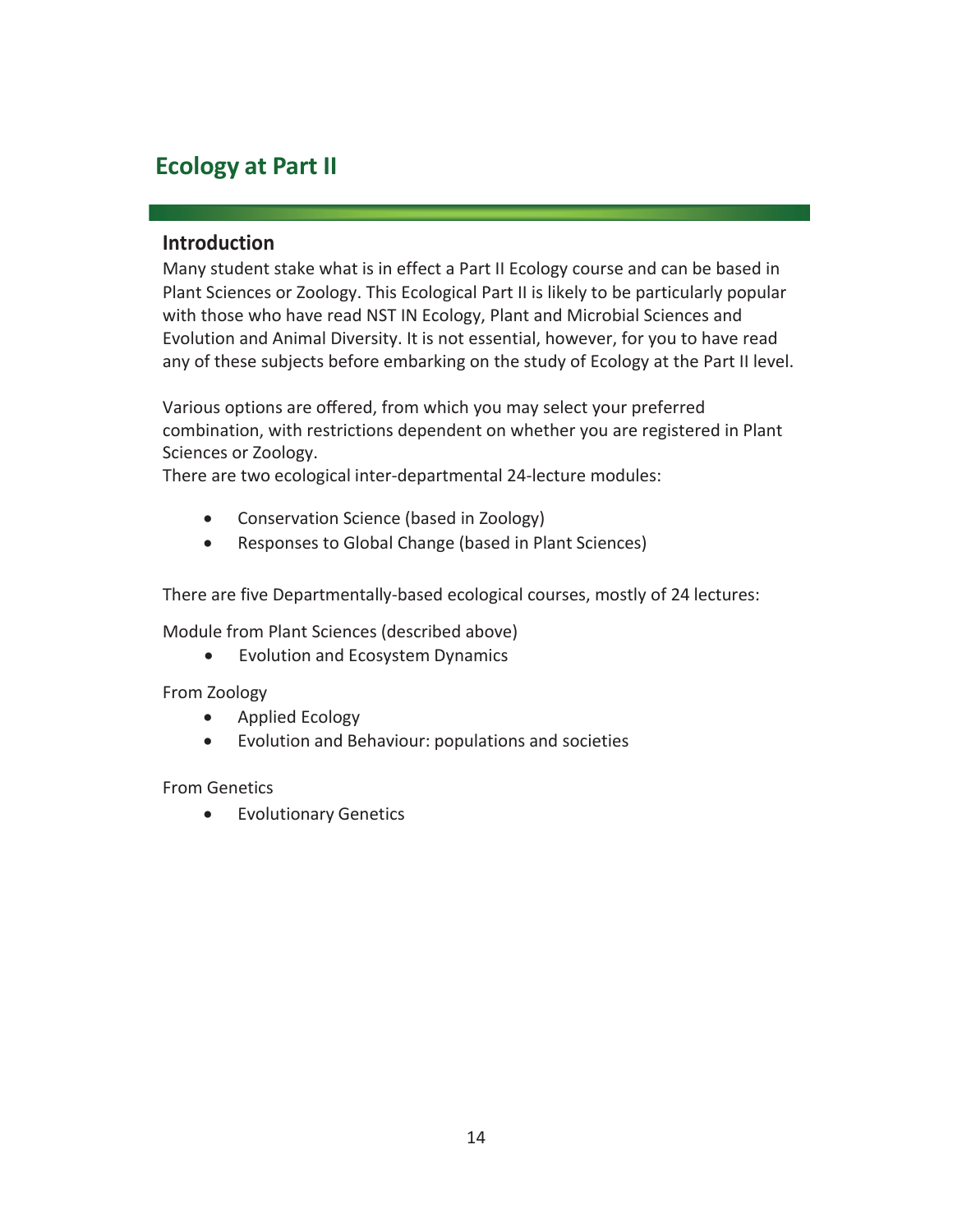# Ecology at Part II

## Introduction

Many student stake what is in effect a Part II Ecology course and can be based in Plant Sciences or Zoology. This Ecological Part II is likely to be particularly popular with those who have read NST IN Ecology, Plant and Microbial Sciences and Evolution and Animal Diversity. It is not essential, however, for you to have read any of these subjects before embarking on the study of Ecology at the Part II level.

Various options are offered, from which you may select your preferred combination, with restrictions dependent on whether you are registered in Plant Sciences or Zoology.
There are two ecological inter-departmental 24-lecture modules:

- Conservation Science (based in Zoology)
- Responses to Global Change (based in Plant Sciences)

There are five Departmentally-based ecological courses, mostly of 24 lectures:

Module from Plant Sciences (described above)

- Evolution and Ecosystem Dynamics

From Zoology

- Applied Ecology
- Evolution and Behaviour: populations and societies

From Genetics

- Evolutionary Genetics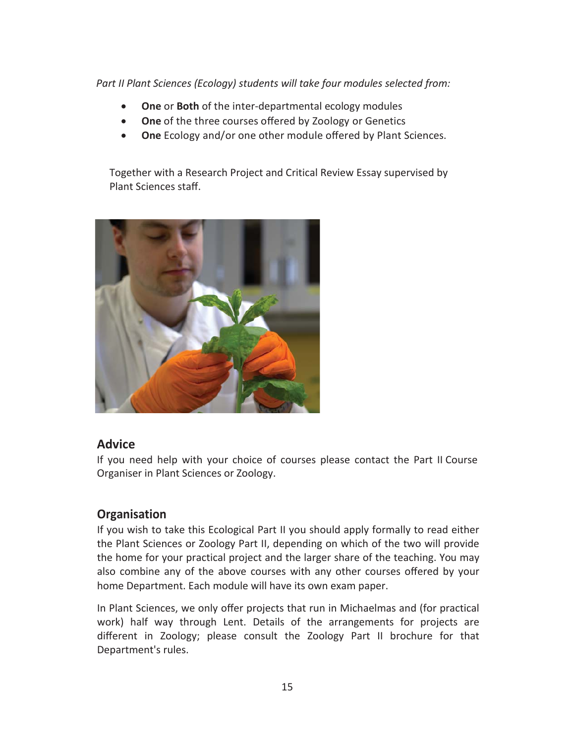*Part II Plant Sciences (Ecology) students will take four modules selected from:*

- **One** or **Both** of the inter-departmental ecology modules
- **One** of the three courses offered by Zoology or Genetics
- **One** Ecology and/or one other module offered by Plant Sciences.

Together with a Research Project and Critical Review Essay supervised by Plant Sciences staff.

## Advice

If you need help with your choice of courses please contact the Part II Course Organiser in Plant Sciences or Zoology.

## Organisation

If you wish to take this Ecological Part II you should apply formally to read either the Plant Sciences or Zoology Part II, depending on which of the two will provide the home for your practical project and the larger share of the teaching. You may also combine any of the above courses with any other courses offered by your home Department. Each module will have its own exam paper.

In Plant Sciences, we only offer projects that run in Michaelmas and (for practical work) half way through Lent. Details of the arrangements for projects are different in Zoology; please consult the Zoology Part II brochure for that Department's rules.